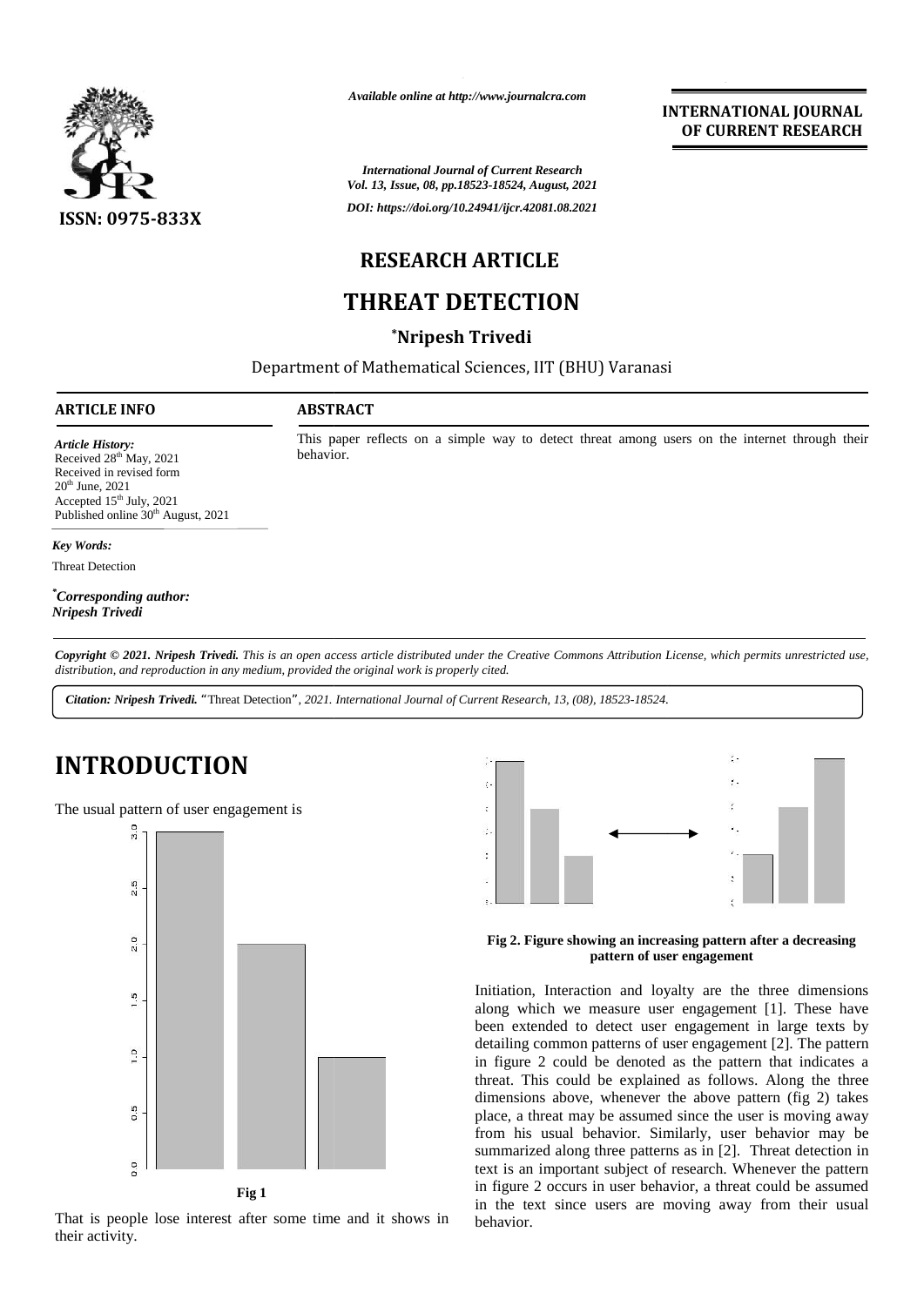*Available online at http://www.journalcra.com*

**INTERNATIONAL JOURNAL OF CURRENT RESEARCH**

*International Journal of Current Research*
*Vol. 13, Issue, 08, pp.18523-18524, August, 2021*
*DOI: https://doi.org/10.24941/ijcr.42081.08.2021*

ISSN: 0975-833X

## RESEARCH ARTICLE

# THREAT DETECTION

**\*Nripesh Trivedi**

Department of Mathematical Sciences, IIT (BHU) Varanasi

### ARTICLE INFO

*Article History:*
Received 28th May, 2021
Received in revised form
20th June, 2021
Accepted 15th July, 2021
Published online 30th August, 2021

*Key Words:*
Threat Detection

*\*Corresponding author:*
*Nripesh Trivedi*

### ABSTRACT

This paper reflects on a simple way to detect threat among users on the internet through their behavior.

***Copyright © 2021. Nripesh Trivedi.*** *This is an open access article distributed under the Creative Commons Attribution License, which permits unrestricted use, distribution, and reproduction in any medium, provided the original work is properly cited.*

***Citation: Nripesh Trivedi.*** "Threat Detection", *2021. International Journal of Current Research, 13, (08), 18523-18524.*

# INTRODUCTION

The usual pattern of user engagement is

**Fig 1**

That is people lose interest after some time and it shows in their activity.

**Fig 2. Figure showing an increasing pattern after a decreasing pattern of user engagement**

Initiation, Interaction and loyalty are the three dimensions along which we measure user engagement [1]. These have been extended to detect user engagement in large texts by detailing common patterns of user engagement [2]. The pattern in figure 2 could be denoted as the pattern that indicates a threat. This could be explained as follows. Along the three dimensions above, whenever the above pattern (fig 2) takes place, a threat may be assumed since the user is moving away from his usual behavior. Similarly, user behavior may be summarized along three patterns as in [2]. Threat detection in text is an important subject of research. Whenever the pattern in figure 2 occurs in user behavior, a threat could be assumed in the text since users are moving away from their usual behavior.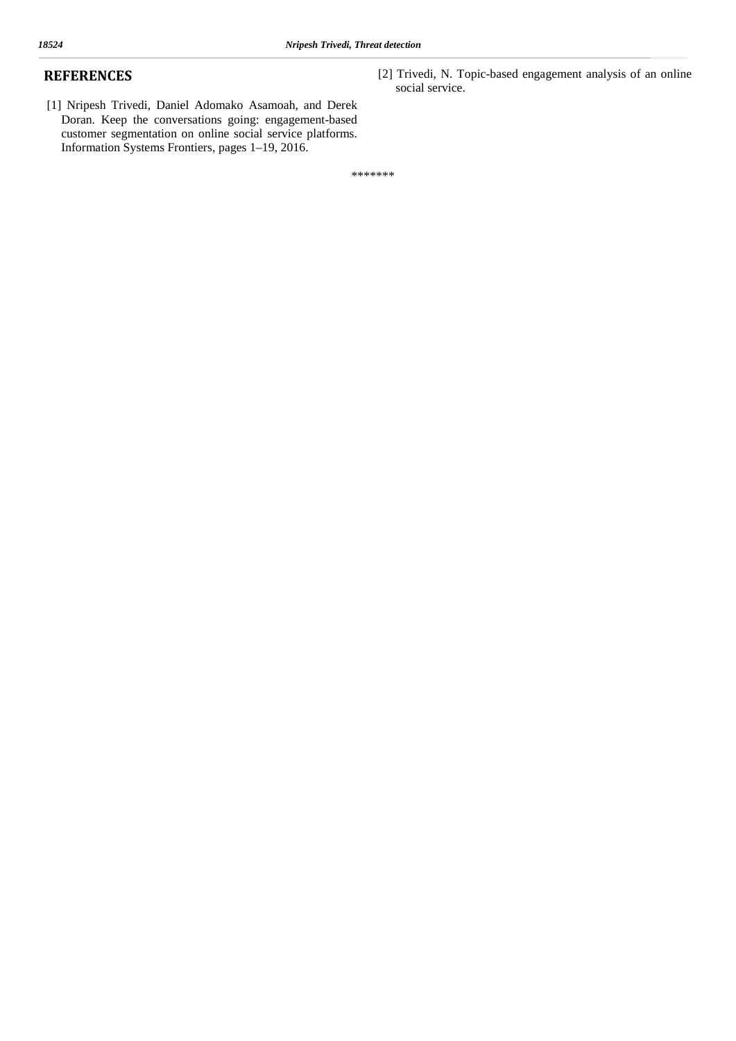## REFERENCES

[1] Nripesh Trivedi, Daniel Adomako Asamoah, and Derek Doran. Keep the conversations going: engagement-based customer segmentation on online social service platforms. Information Systems Frontiers, pages 1–19, 2016.

[2] Trivedi, N. Topic-based engagement analysis of an online social service.

*******